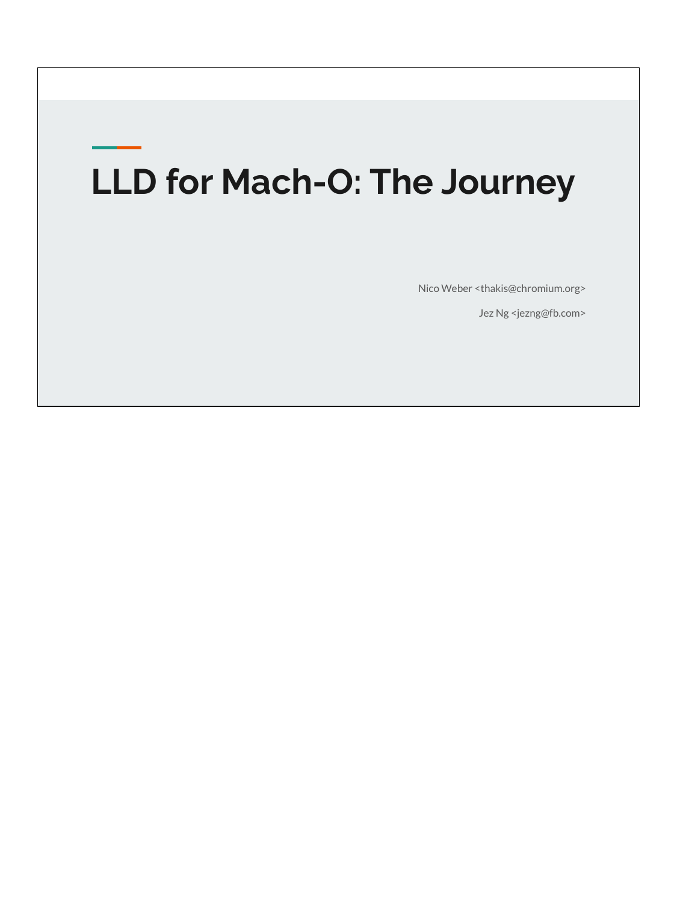# LLD for Mach-O: The Journey

Nico Weber <thakis@chromium.org>

Jez Ng <jezng@fb.com>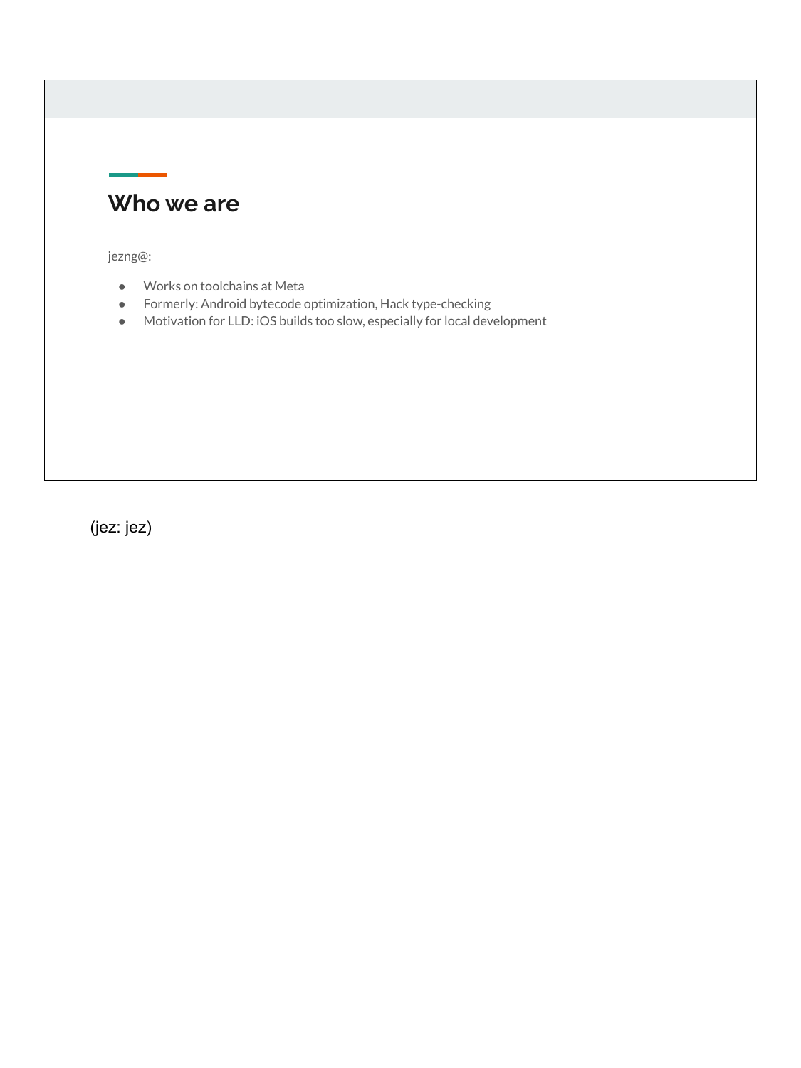## Who we are

jezng@:

- Works on toolchains at Meta
- Formerly: Android bytecode optimization, Hack type-checking
- Motivation for LLD: iOS builds too slow, especially for local development

(jez: jez)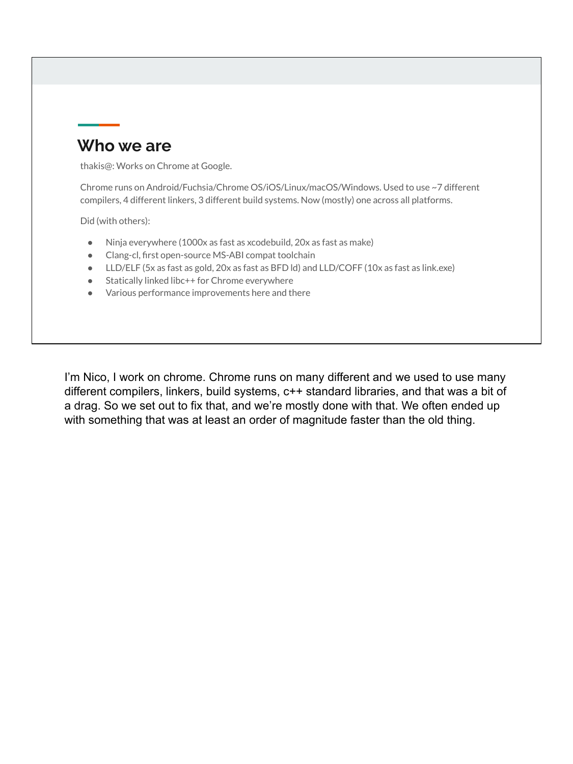## Who we are

thakis@: Works on Chrome at Google.

Chrome runs on Android/Fuchsia/Chrome OS/iOS/Linux/macOS/Windows. Used to use ~7 different compilers, 4 different linkers, 3 different build systems. Now (mostly) one across all platforms.

Did (with others):

- Ninja everywhere (1000x as fast as xcodebuild, 20x as fast as make)
- Clang-cl, first open-source MS-ABI compat toolchain
- LLD/ELF (5x as fast as gold, 20x as fast as BFD ld) and LLD/COFF (10x as fast as link.exe)
- Statically linked libc++ for Chrome everywhere
- Various performance improvements here and there

I'm Nico, I work on chrome. Chrome runs on many different and we used to use many different compilers, linkers, build systems, c++ standard libraries, and that was a bit of a drag. So we set out to fix that, and we're mostly done with that. We often ended up with something that was at least an order of magnitude faster than the old thing.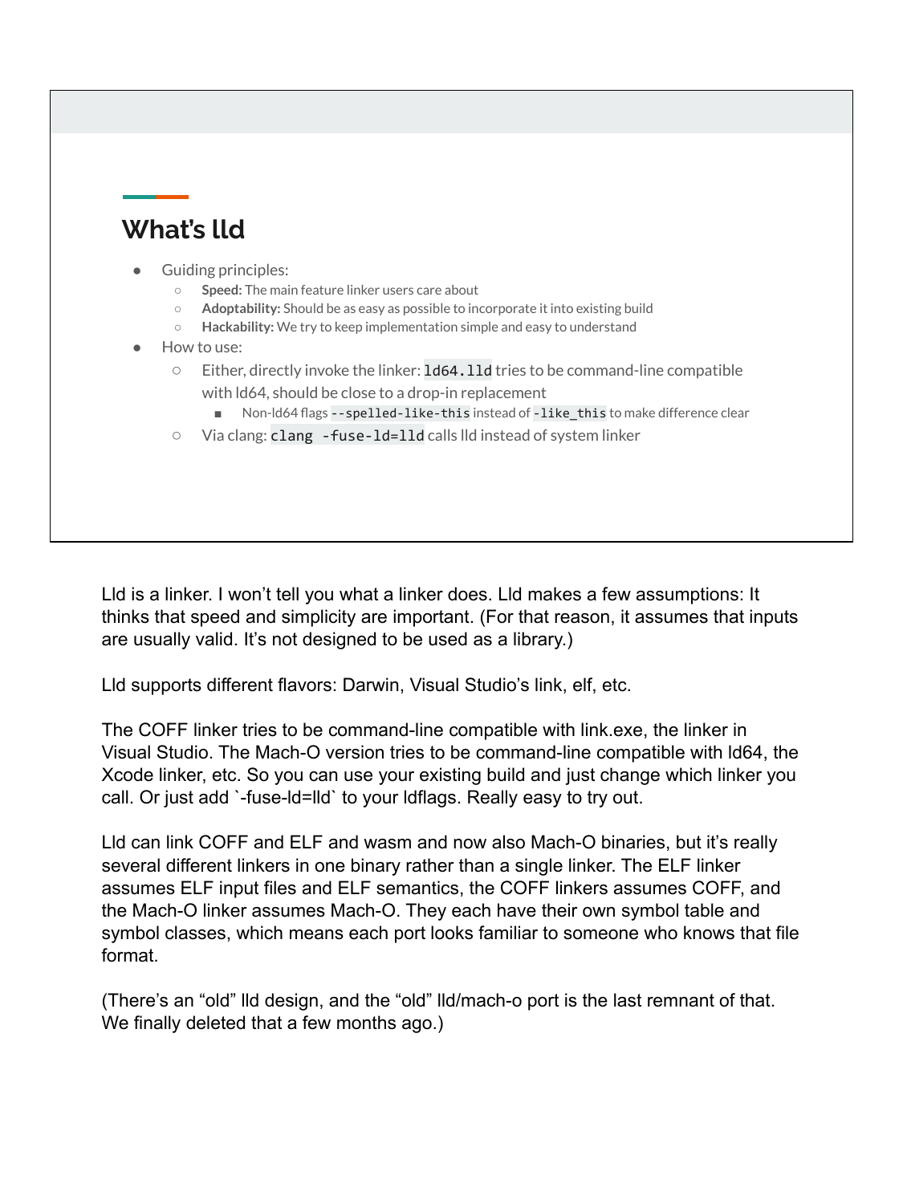## What's lld

- Guiding principles:
  - **Speed:** The main feature linker users care about
  - **Adoptability:** Should be as easy as possible to incorporate it into existing build
  - **Hackability:** We try to keep implementation simple and easy to understand
- How to use:
  - Either, directly invoke the linker: `ld64.lld` tries to be command-line compatible with ld64, should be close to a drop-in replacement
    - Non-ld64 flags `--spelled-like-this` instead of `-like_this` to make difference clear
  - Via clang: `clang -fuse-ld=lld` calls lld instead of system linker

Lld is a linker. I won't tell you what a linker does. Lld makes a few assumptions: It thinks that speed and simplicity are important. (For that reason, it assumes that inputs are usually valid. It's not designed to be used as a library.)

Lld supports different flavors: Darwin, Visual Studio's link, elf, etc.

The COFF linker tries to be command-line compatible with link.exe, the linker in Visual Studio. The Mach-O version tries to be command-line compatible with ld64, the Xcode linker, etc. So you can use your existing build and just change which linker you call. Or just add `-fuse-ld=lld` to your ldflags. Really easy to try out.

Lld can link COFF and ELF and wasm and now also Mach-O binaries, but it's really several different linkers in one binary rather than a single linker. The ELF linker assumes ELF input files and ELF semantics, the COFF linkers assumes COFF, and the Mach-O linker assumes Mach-O. They each have their own symbol table and symbol classes, which means each port looks familiar to someone who knows that file format.

(There's an "old" lld design, and the "old" lld/mach-o port is the last remnant of that. We finally deleted that a few months ago.)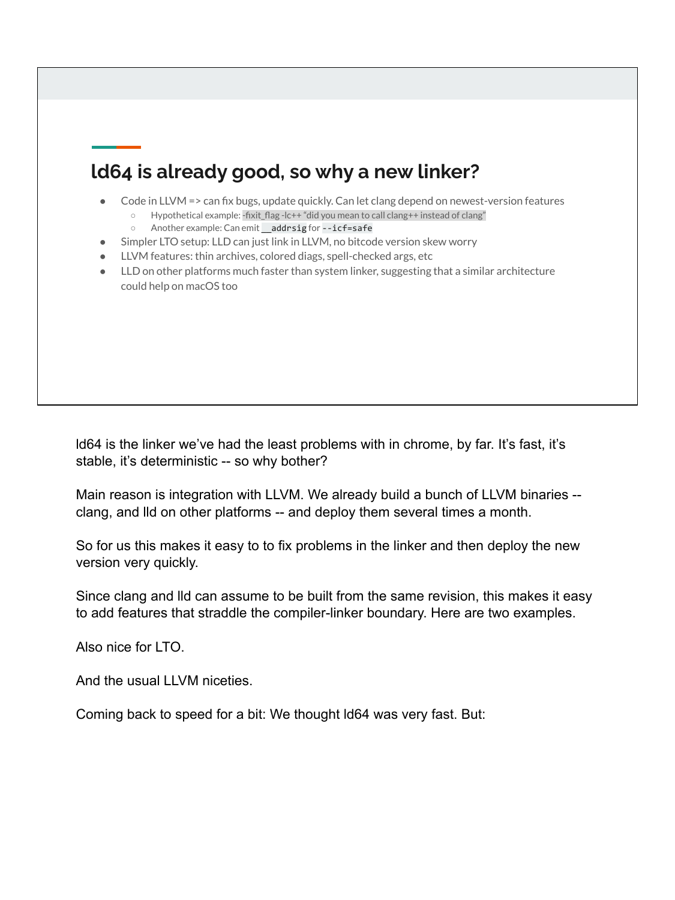## ld64 is already good, so why a new linker?

- Code in LLVM => can fix bugs, update quickly. Can let clang depend on newest-version features
  - Hypothetical example: -fixit_flag -lc++ "did you mean to call clang++ instead of clang"
  - Another example: Can emit `__addrsig` for `--icf=safe`
- Simpler LTO setup: LLD can just link in LLVM, no bitcode version skew worry
- LLVM features: thin archives, colored diags, spell-checked args, etc
- LLD on other platforms much faster than system linker, suggesting that a similar architecture could help on macOS too

ld64 is the linker we've had the least problems with in chrome, by far. It's fast, it's stable, it's deterministic -- so why bother?

Main reason is integration with LLVM. We already build a bunch of LLVM binaries -- clang, and lld on other platforms -- and deploy them several times a month.

So for us this makes it easy to to fix problems in the linker and then deploy the new version very quickly.

Since clang and lld can assume to be built from the same revision, this makes it easy to add features that straddle the compiler-linker boundary. Here are two examples.

Also nice for LTO.

And the usual LLVM niceties.

Coming back to speed for a bit: We thought ld64 was very fast. But: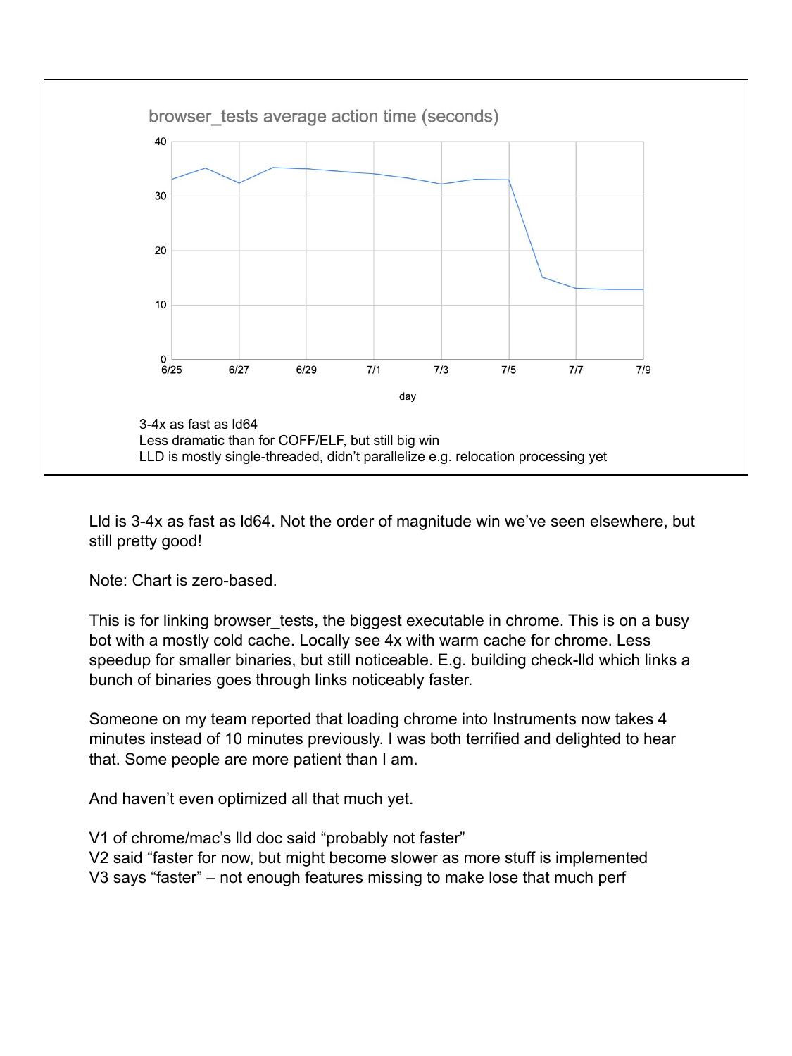browser_tests average action time (seconds)

3-4x as fast as ld64
Less dramatic than for COFF/ELF, but still big win
LLD is mostly single-threaded, didn't parallelize e.g. relocation processing yet

Lld is 3-4x as fast as ld64. Not the order of magnitude win we've seen elsewhere, but still pretty good!

Note: Chart is zero-based.

This is for linking browser_tests, the biggest executable in chrome. This is on a busy bot with a mostly cold cache. Locally see 4x with warm cache for chrome. Less speedup for smaller binaries, but still noticeable. E.g. building check-lld which links a bunch of binaries goes through links noticeably faster.

Someone on my team reported that loading chrome into Instruments now takes 4 minutes instead of 10 minutes previously. I was both terrified and delighted to hear that. Some people are more patient than I am.

And haven't even optimized all that much yet.

V1 of chrome/mac's lld doc said "probably not faster"
V2 said "faster for now, but might become slower as more stuff is implemented
V3 says "faster" – not enough features missing to make lose that much perf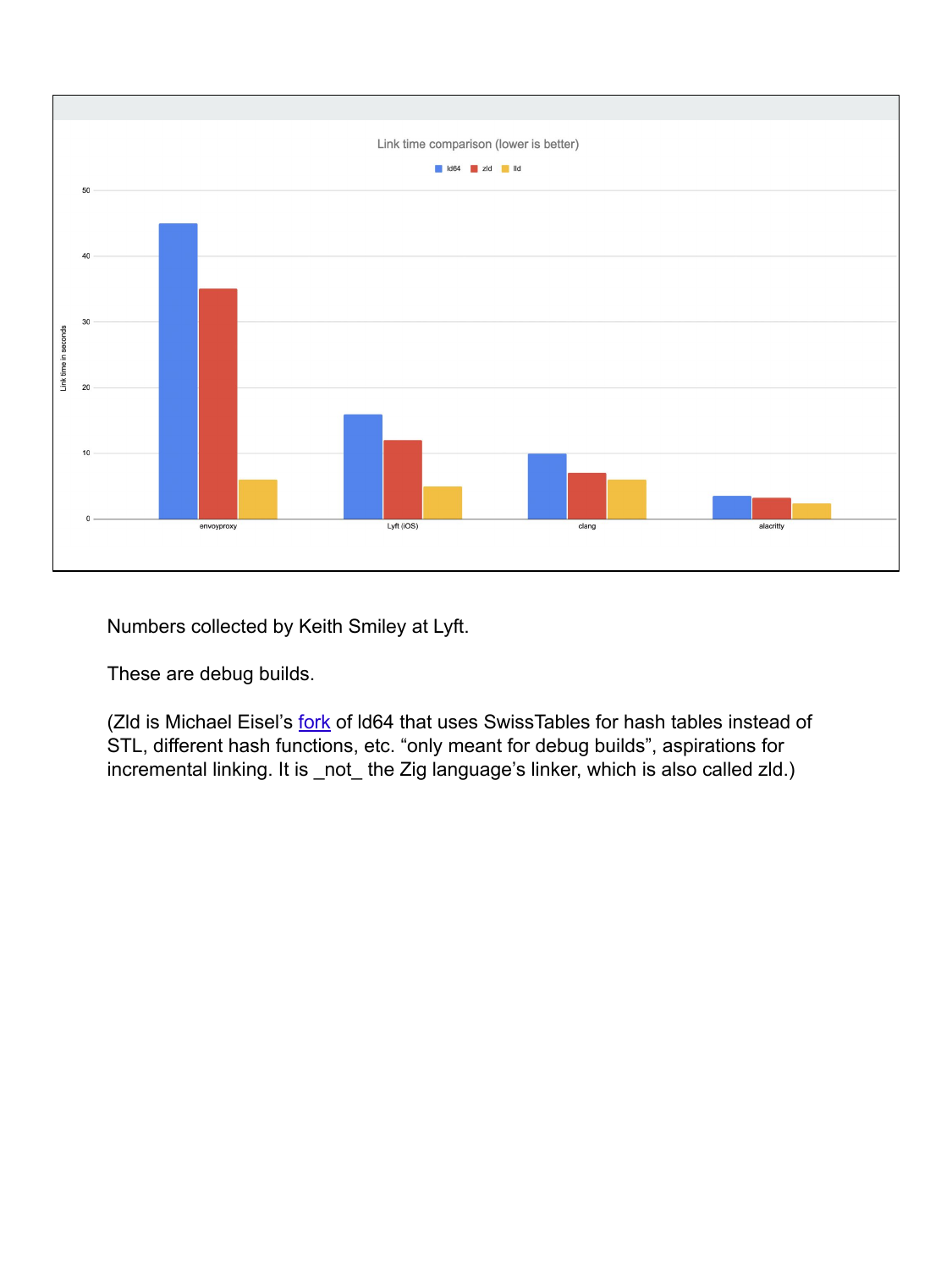Link time comparison (lower is better)

Numbers collected by Keith Smiley at Lyft.

These are debug builds.

(Zld is Michael Eisel's [fork](#) of ld64 that uses SwissTables for hash tables instead of STL, different hash functions, etc. "only meant for debug builds", aspirations for incremental linking. It is _not_ the Zig language's linker, which is also called zld.)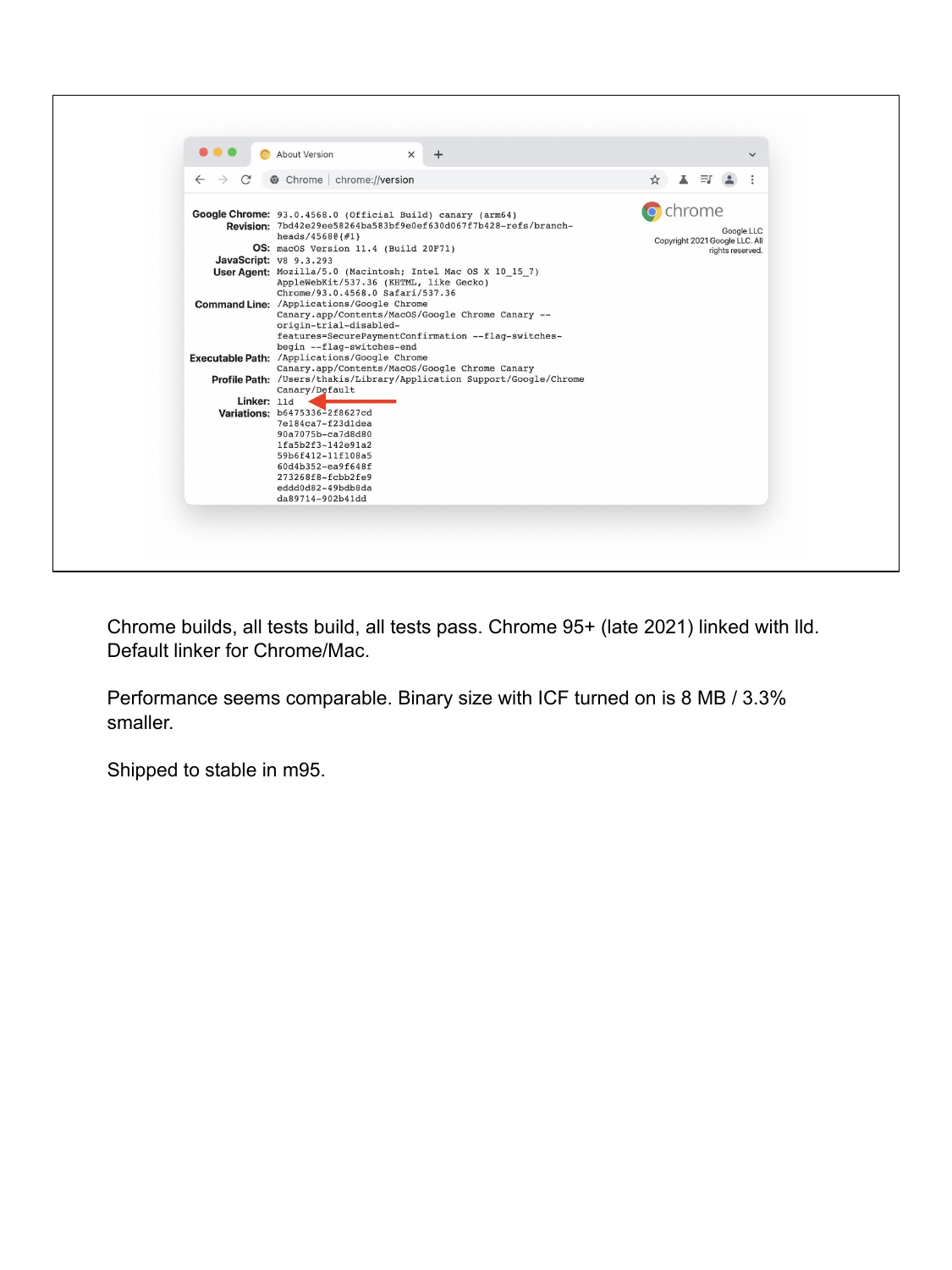Chrome builds, all tests build, all tests pass. Chrome 95+ (late 2021) linked with lld. Default linker for Chrome/Mac.

Performance seems comparable. Binary size with ICF turned on is 8 MB / 3.3% smaller.

Shipped to stable in m95.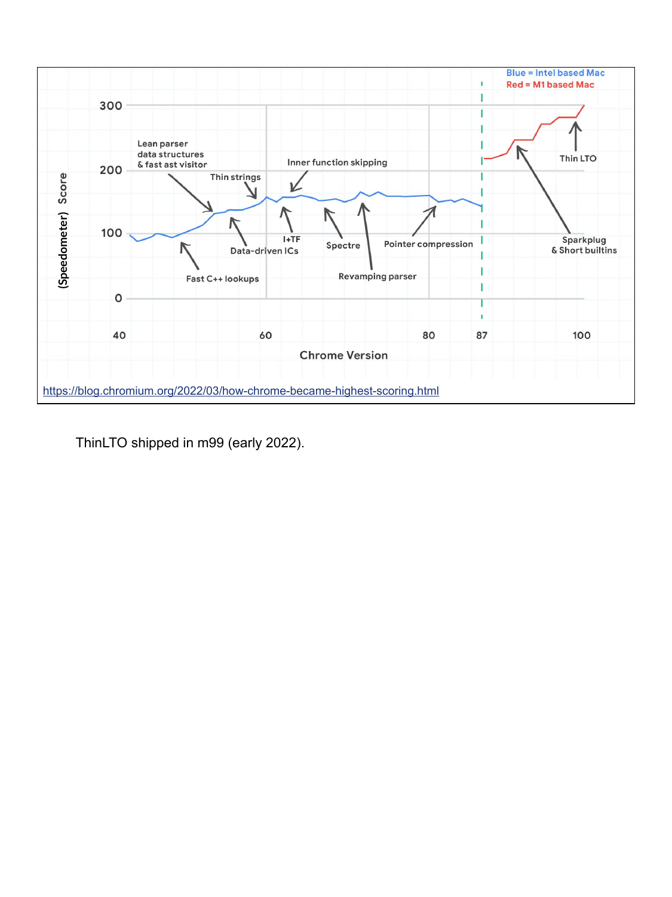https://blog.chromium.org/2022/03/how-chrome-became-highest-scoring.html

ThinLTO shipped in m99 (early 2022).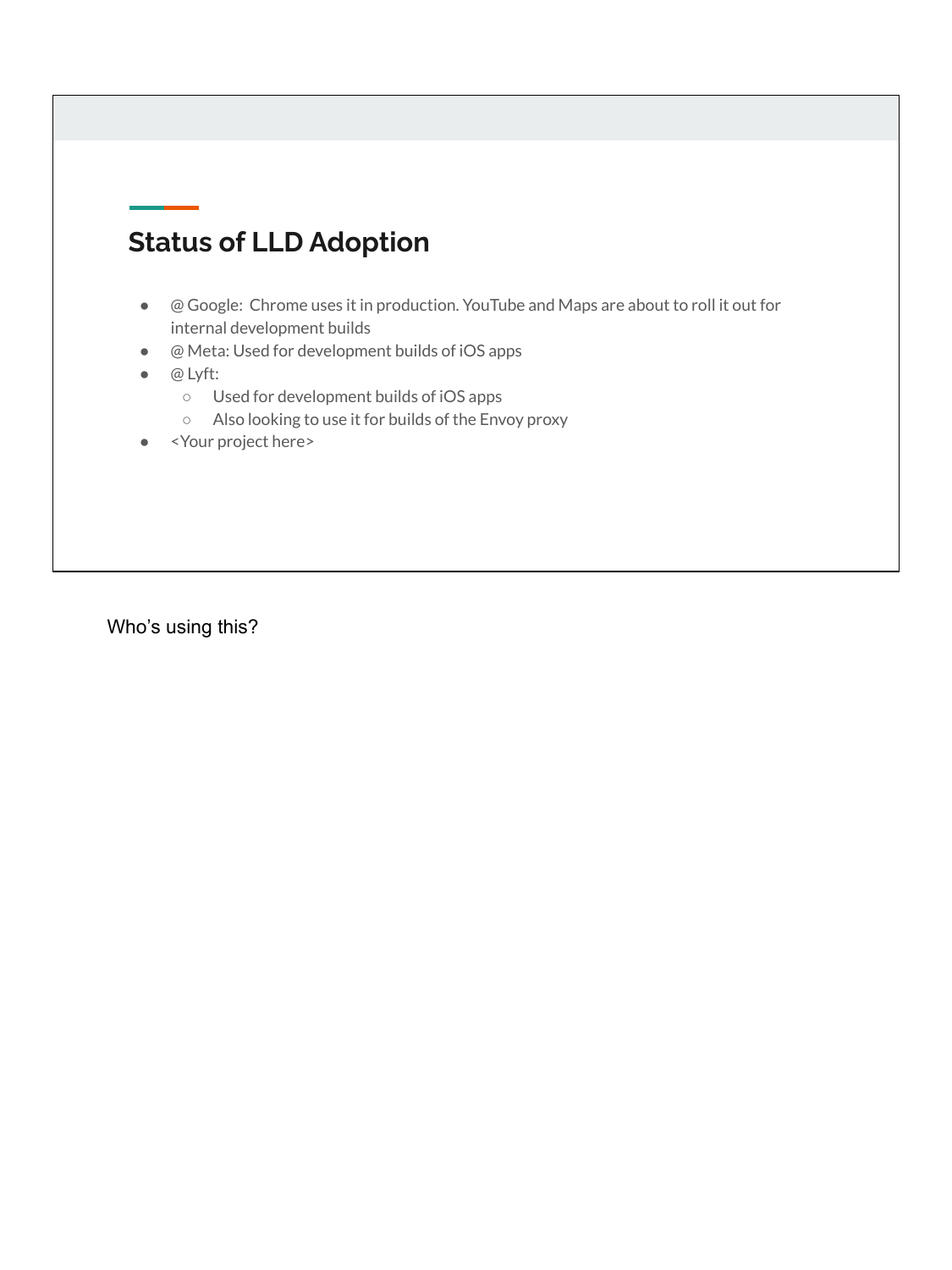## Status of LLD Adoption

- @ Google:  Chrome uses it in production. YouTube and Maps are about to roll it out for internal development builds
- @ Meta: Used for development builds of iOS apps
- @ Lyft:
  - Used for development builds of iOS apps
  - Also looking to use it for builds of the Envoy proxy
- <Your project here>

Who's using this?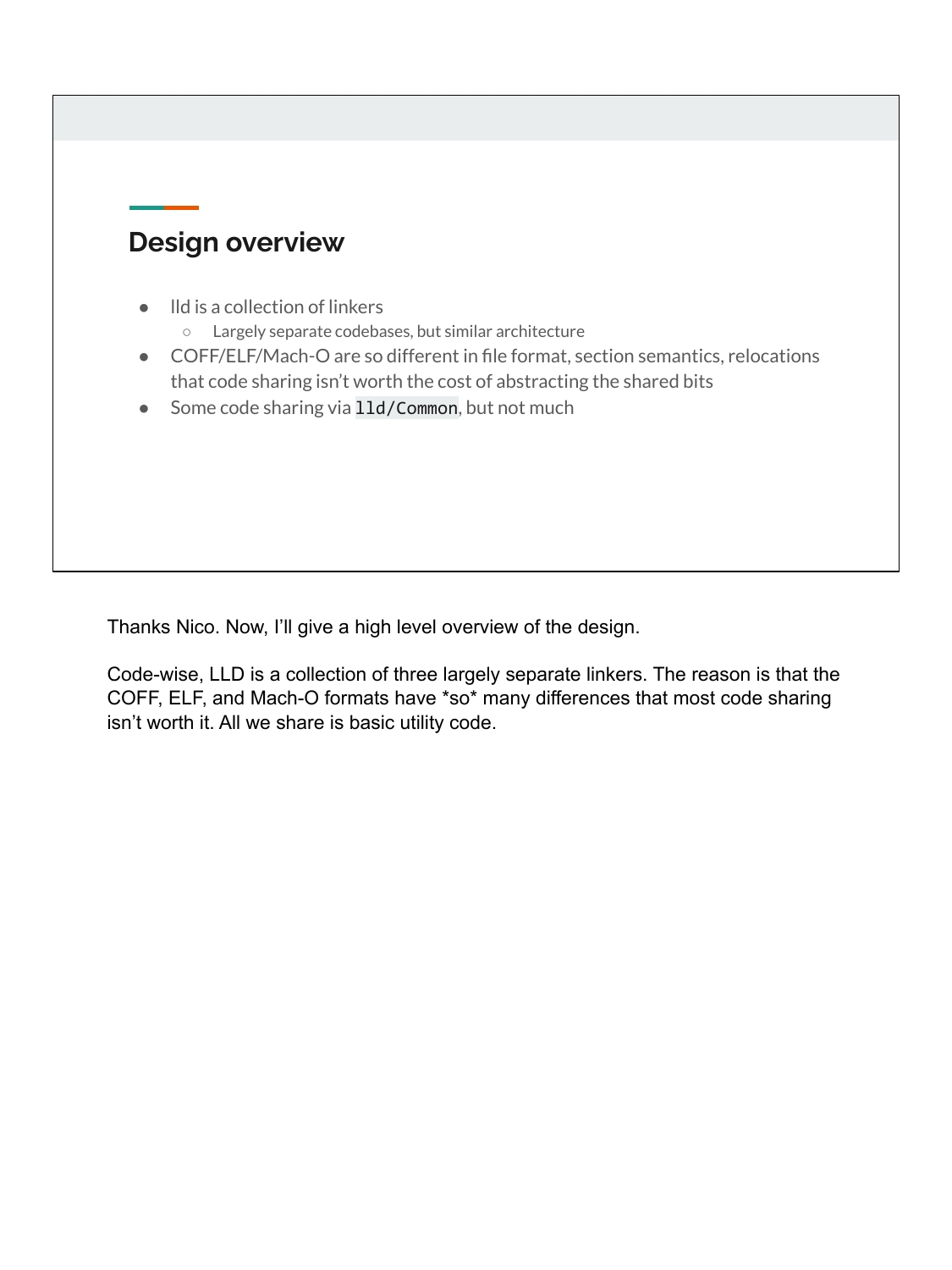## Design overview

- lld is a collection of linkers
  - Largely separate codebases, but similar architecture
- COFF/ELF/Mach-O are so different in file format, section semantics, relocations that code sharing isn't worth the cost of abstracting the shared bits
- Some code sharing via `lld/Common`, but not much

Thanks Nico. Now, I'll give a high level overview of the design.

Code-wise, LLD is a collection of three largely separate linkers. The reason is that the COFF, ELF, and Mach-O formats have *so* many differences that most code sharing isn't worth it. All we share is basic utility code.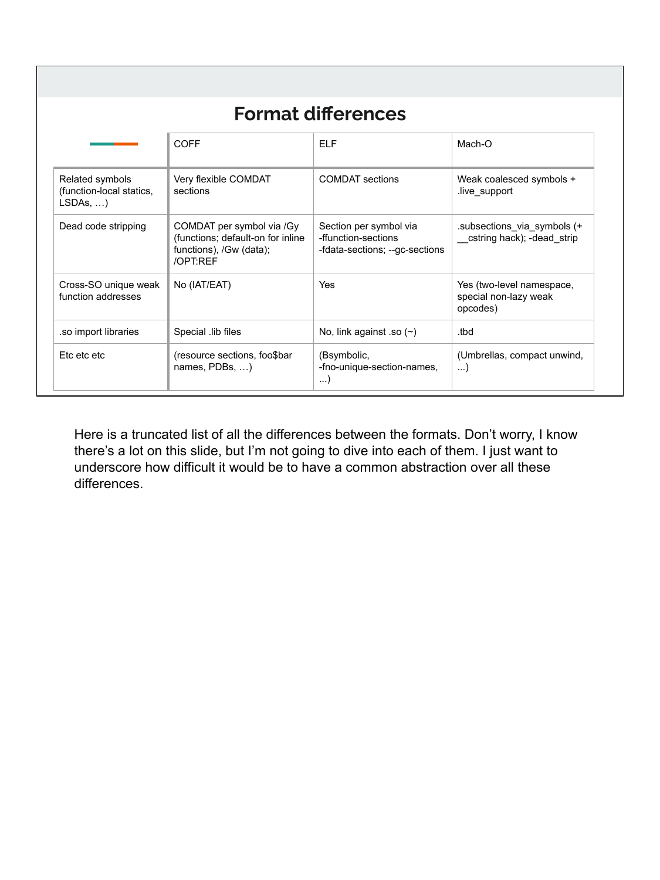## Format differences

| | COFF | ELF | Mach-O |
|---|---|---|---|
| Related symbols (function-local statics, LSDAs, …) | Very flexible COMDAT sections | COMDAT sections | Weak coalesced symbols + .live_support |
| Dead code stripping | COMDAT per symbol via /Gy (functions; default-on for inline functions), /Gw (data); /OPT:REF | Section per symbol via -ffunction-sections -fdata-sections; --gc-sections | .subsections_via_symbols (+ __cstring hack); -dead_strip |
| Cross-SO unique weak function addresses | No (IAT/EAT) | Yes | Yes (two-level namespace, special non-lazy weak opcodes) |
| .so import libraries | Special .lib files | No, link against .so (~) | .tbd |
| Etc etc etc | (resource sections, foo$bar names, PDBs, …) | (Bsymbolic, -fno-unique-section-names, ...) | (Umbrellas, compact unwind, ...) |

Here is a truncated list of all the differences between the formats. Don't worry, I know there's a lot on this slide, but I'm not going to dive into each of them. I just want to underscore how difficult it would be to have a common abstraction over all these differences.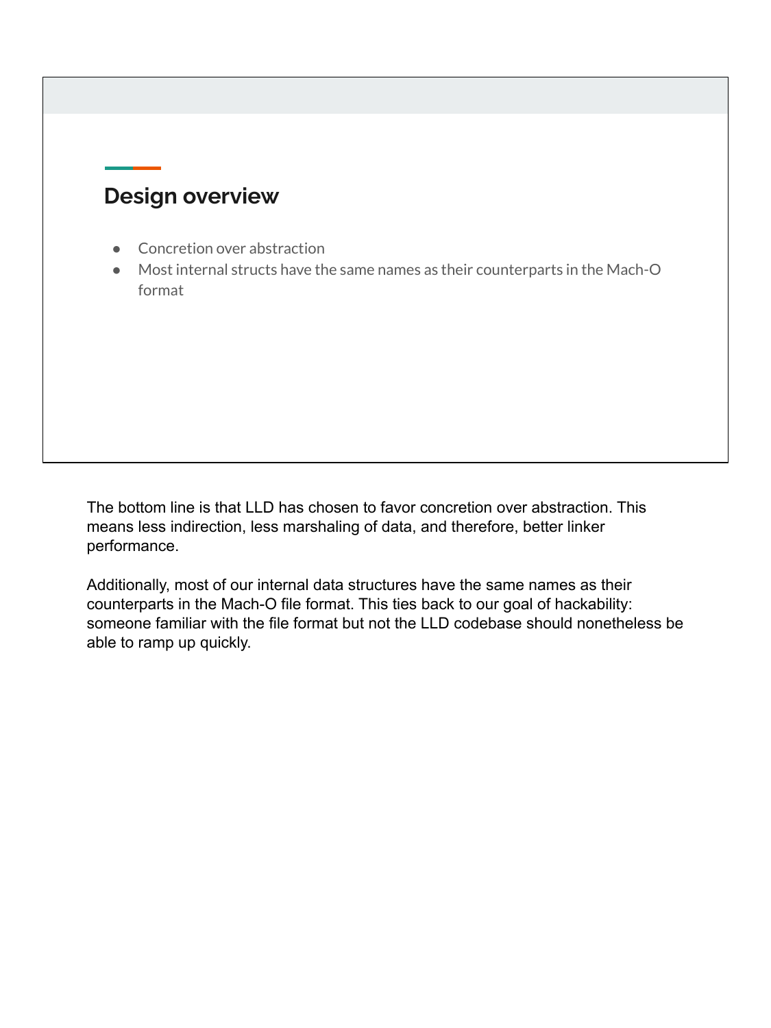## Design overview

- Concretion over abstraction
- Most internal structs have the same names as their counterparts in the Mach-O format

The bottom line is that LLD has chosen to favor concretion over abstraction. This means less indirection, less marshaling of data, and therefore, better linker performance.

Additionally, most of our internal data structures have the same names as their counterparts in the Mach-O file format. This ties back to our goal of hackability: someone familiar with the file format but not the LLD codebase should nonetheless be able to ramp up quickly.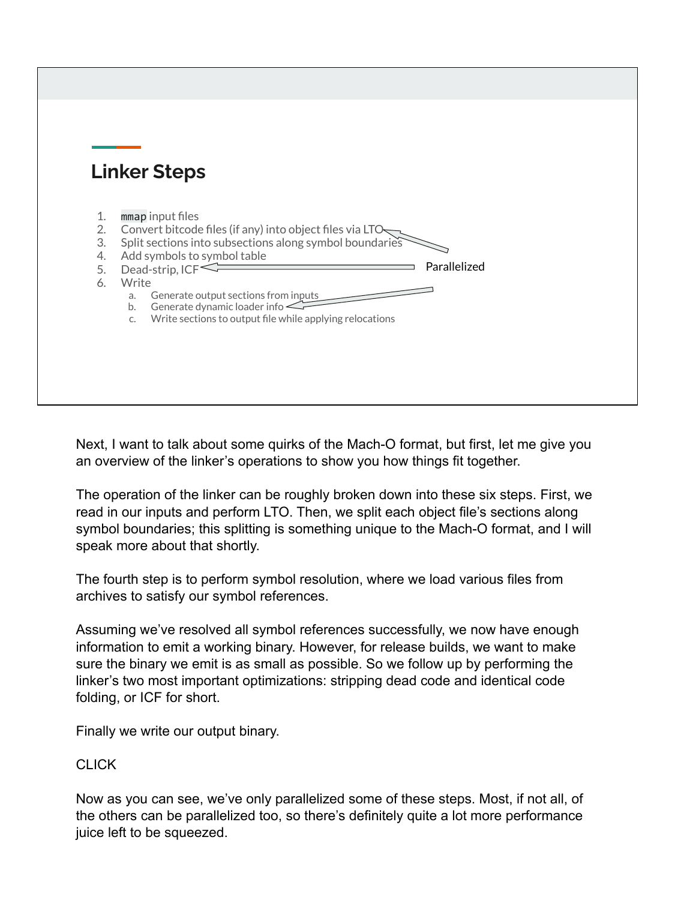## Linker Steps

1. `mmap` input files
2. Convert bitcode files (if any) into object files via LTO
3. Split sections into subsections along symbol boundaries
4. Add symbols to symbol table
5. Dead-strip, ICF
6. Write
   a. Generate output sections from inputs
   b. Generate dynamic loader info
   c. Write sections to output file while applying relocations

Parallelized

Next, I want to talk about some quirks of the Mach-O format, but first, let me give you an overview of the linker's operations to show you how things fit together.

The operation of the linker can be roughly broken down into these six steps. First, we read in our inputs and perform LTO. Then, we split each object file's sections along symbol boundaries; this splitting is something unique to the Mach-O format, and I will speak more about that shortly.

The fourth step is to perform symbol resolution, where we load various files from archives to satisfy our symbol references.

Assuming we've resolved all symbol references successfully, we now have enough information to emit a working binary. However, for release builds, we want to make sure the binary we emit is as small as possible. So we follow up by performing the linker's two most important optimizations: stripping dead code and identical code folding, or ICF for short.

Finally we write our output binary.

CLICK

Now as you can see, we've only parallelized some of these steps. Most, if not all, of the others can be parallelized too, so there's definitely quite a lot more performance juice left to be squeezed.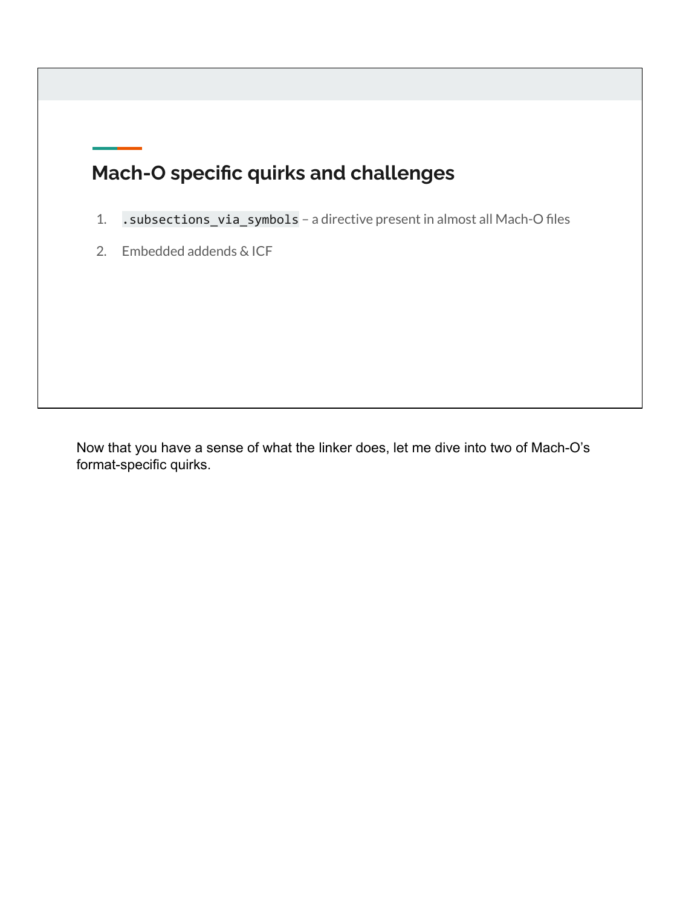## Mach-O specific quirks and challenges

1. `.subsections_via_symbols` – a directive present in almost all Mach-O files
2. Embedded addends & ICF

Now that you have a sense of what the linker does, let me dive into two of Mach-O's format-specific quirks.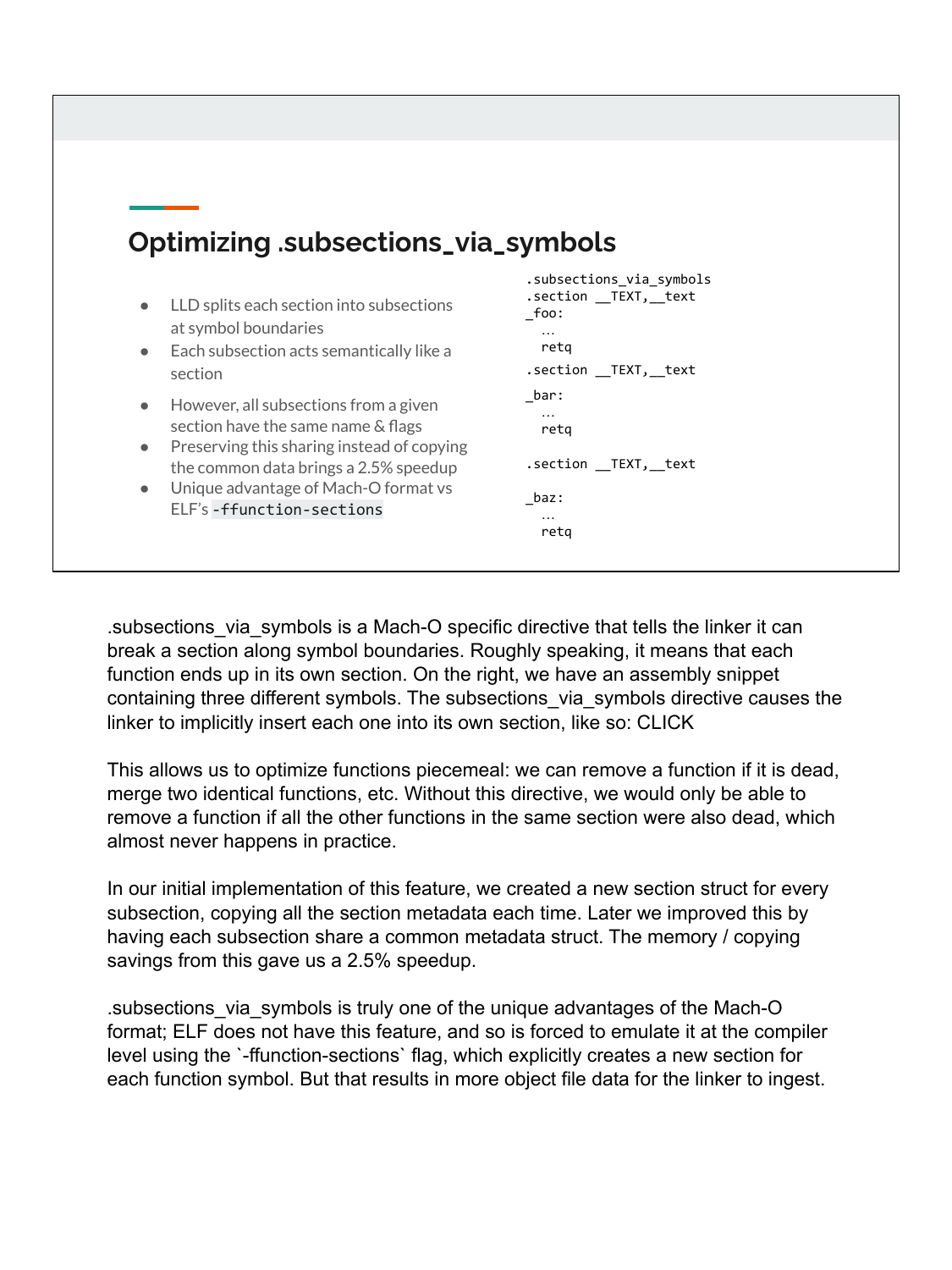## Optimizing .subsections_via_symbols

- LLD splits each section into subsections at symbol boundaries
- Each subsection acts semantically like a section
- However, all subsections from a given section have the same name & flags
- Preserving this sharing instead of copying the common data brings a 2.5% speedup
- Unique advantage of Mach-O format vs ELF's `-ffunction-sections`

```
.subsections_via_symbols
.section __TEXT,__text
_foo:
  …
  retq
.section __TEXT,__text
_bar:
  …
  retq
.section __TEXT,__text
_baz:
  …
  retq
```

.subsections_via_symbols is a Mach-O specific directive that tells the linker it can break a section along symbol boundaries. Roughly speaking, it means that each function ends up in its own section. On the right, we have an assembly snippet containing three different symbols. The subsections_via_symbols directive causes the linker to implicitly insert each one into its own section, like so: CLICK

This allows us to optimize functions piecemeal: we can remove a function if it is dead, merge two identical functions, etc. Without this directive, we would only be able to remove a function if all the other functions in the same section were also dead, which almost never happens in practice.

In our initial implementation of this feature, we created a new section struct for every subsection, copying all the section metadata each time. Later we improved this by having each subsection share a common metadata struct. The memory / copying savings from this gave us a 2.5% speedup.

.subsections_via_symbols is truly one of the unique advantages of the Mach-O format; ELF does not have this feature, and so is forced to emulate it at the compiler level using the `-ffunction-sections` flag, which explicitly creates a new section for each function symbol. But that results in more object file data for the linker to ingest.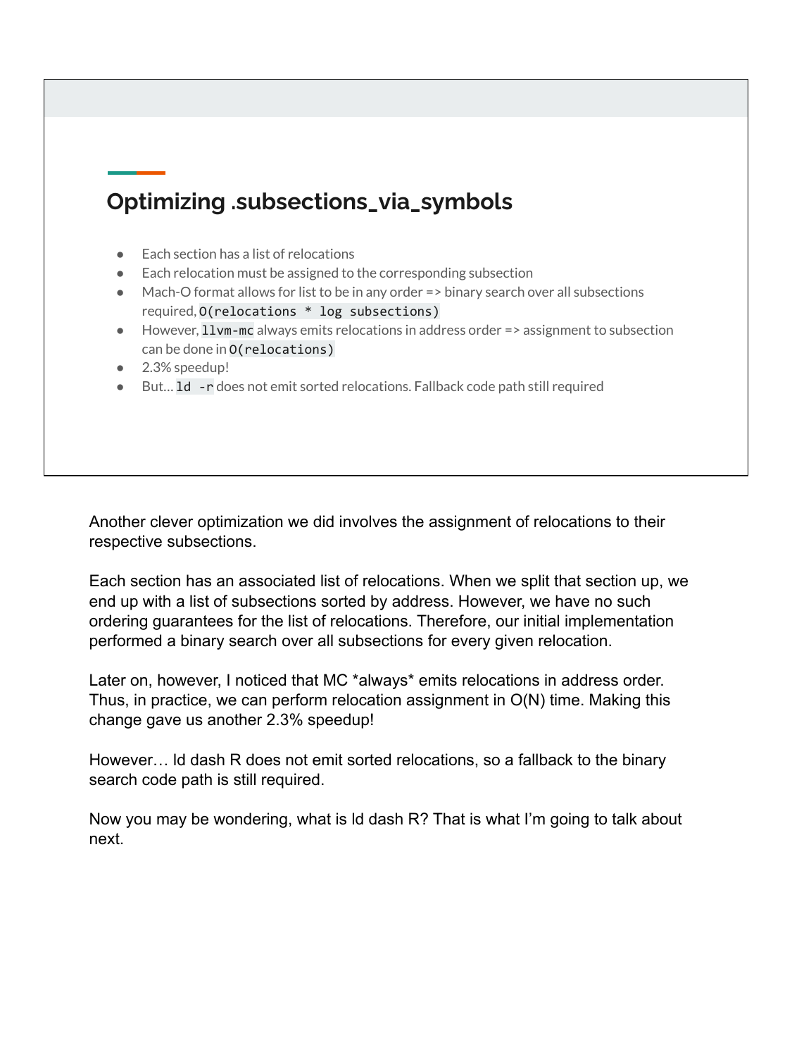## Optimizing .subsections_via_symbols

- Each section has a list of relocations
- Each relocation must be assigned to the corresponding subsection
- Mach-O format allows for list to be in any order => binary search over all subsections required, `O(relocations * log subsections)`
- However, `llvm-mc` always emits relocations in address order => assignment to subsection can be done in `O(relocations)`
- 2.3% speedup!
- But… `ld -r` does not emit sorted relocations. Fallback code path still required

Another clever optimization we did involves the assignment of relocations to their respective subsections.

Each section has an associated list of relocations. When we split that section up, we end up with a list of subsections sorted by address. However, we have no such ordering guarantees for the list of relocations. Therefore, our initial implementation performed a binary search over all subsections for every given relocation.

Later on, however, I noticed that MC *always* emits relocations in address order. Thus, in practice, we can perform relocation assignment in O(N) time. Making this change gave us another 2.3% speedup!

However… ld dash R does not emit sorted relocations, so a fallback to the binary search code path is still required.

Now you may be wondering, what is ld dash R? That is what I'm going to talk about next.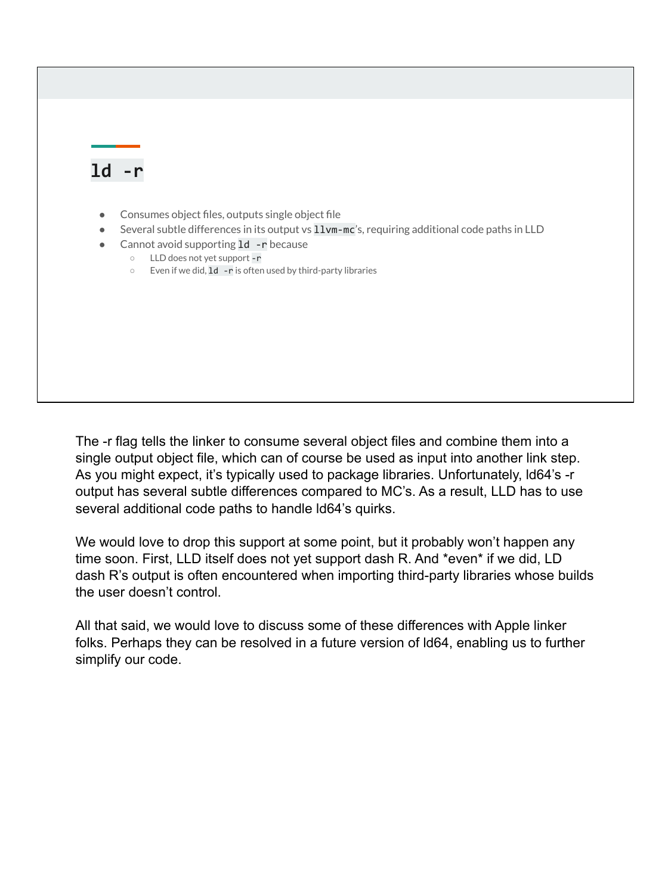## `ld -r`

- Consumes object files, outputs single object file
- Several subtle differences in its output vs `llvm-mc`'s, requiring additional code paths in LLD
- Cannot avoid supporting `ld -r` because
  - LLD does not yet support `-r`
  - Even if we did, `ld -r` is often used by third-party libraries

The -r flag tells the linker to consume several object files and combine them into a single output object file, which can of course be used as input into another link step. As you might expect, it's typically used to package libraries. Unfortunately, ld64's -r output has several subtle differences compared to MC's. As a result, LLD has to use several additional code paths to handle ld64's quirks.

We would love to drop this support at some point, but it probably won't happen any time soon. First, LLD itself does not yet support dash R. And *even* if we did, LD dash R's output is often encountered when importing third-party libraries whose builds the user doesn't control.

All that said, we would love to discuss some of these differences with Apple linker folks. Perhaps they can be resolved in a future version of ld64, enabling us to further simplify our code.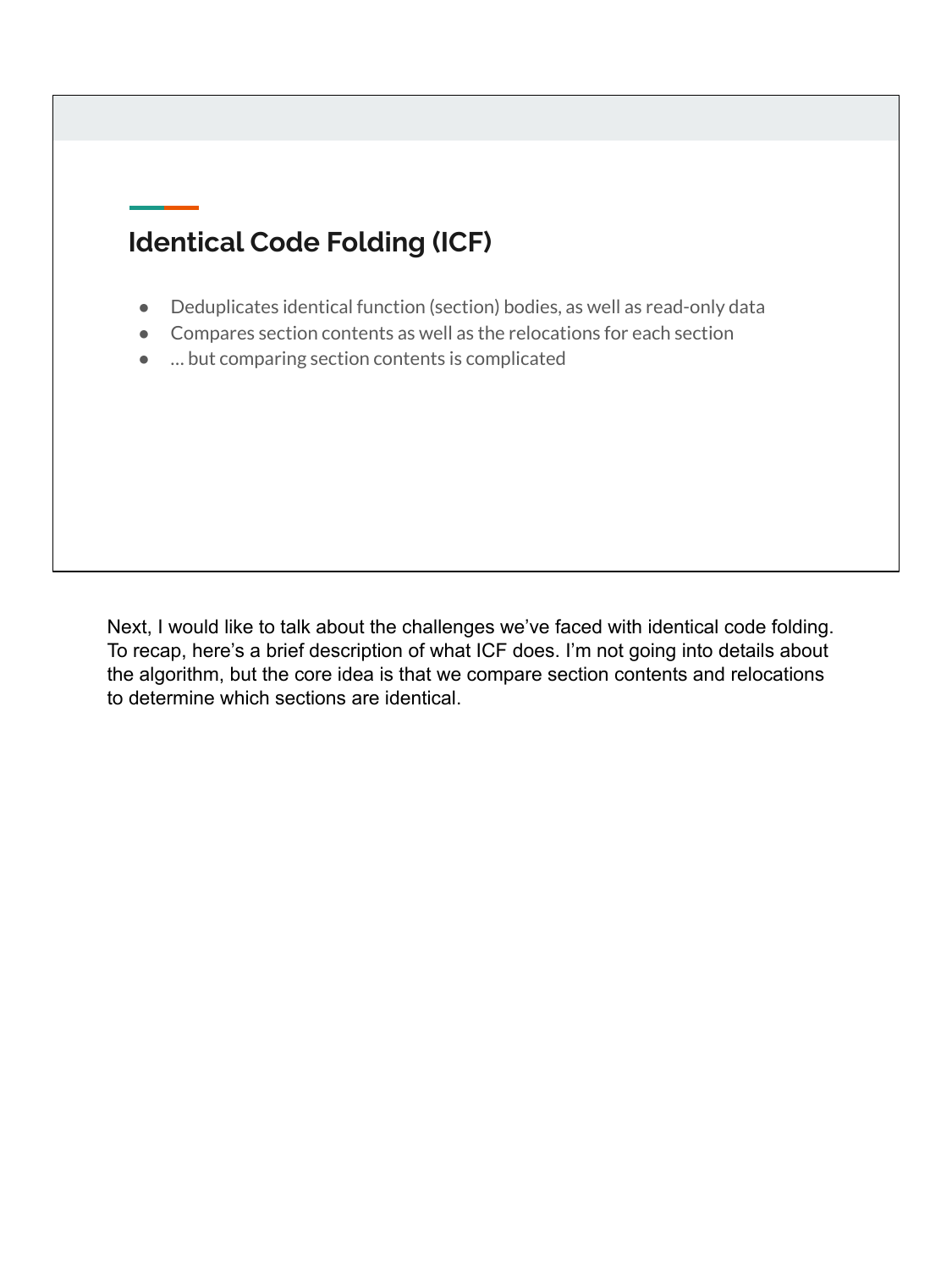## Identical Code Folding (ICF)

- Deduplicates identical function (section) bodies, as well as read-only data
- Compares section contents as well as the relocations for each section
- … but comparing section contents is complicated

Next, I would like to talk about the challenges we've faced with identical code folding. To recap, here's a brief description of what ICF does. I'm not going into details about the algorithm, but the core idea is that we compare section contents and relocations to determine which sections are identical.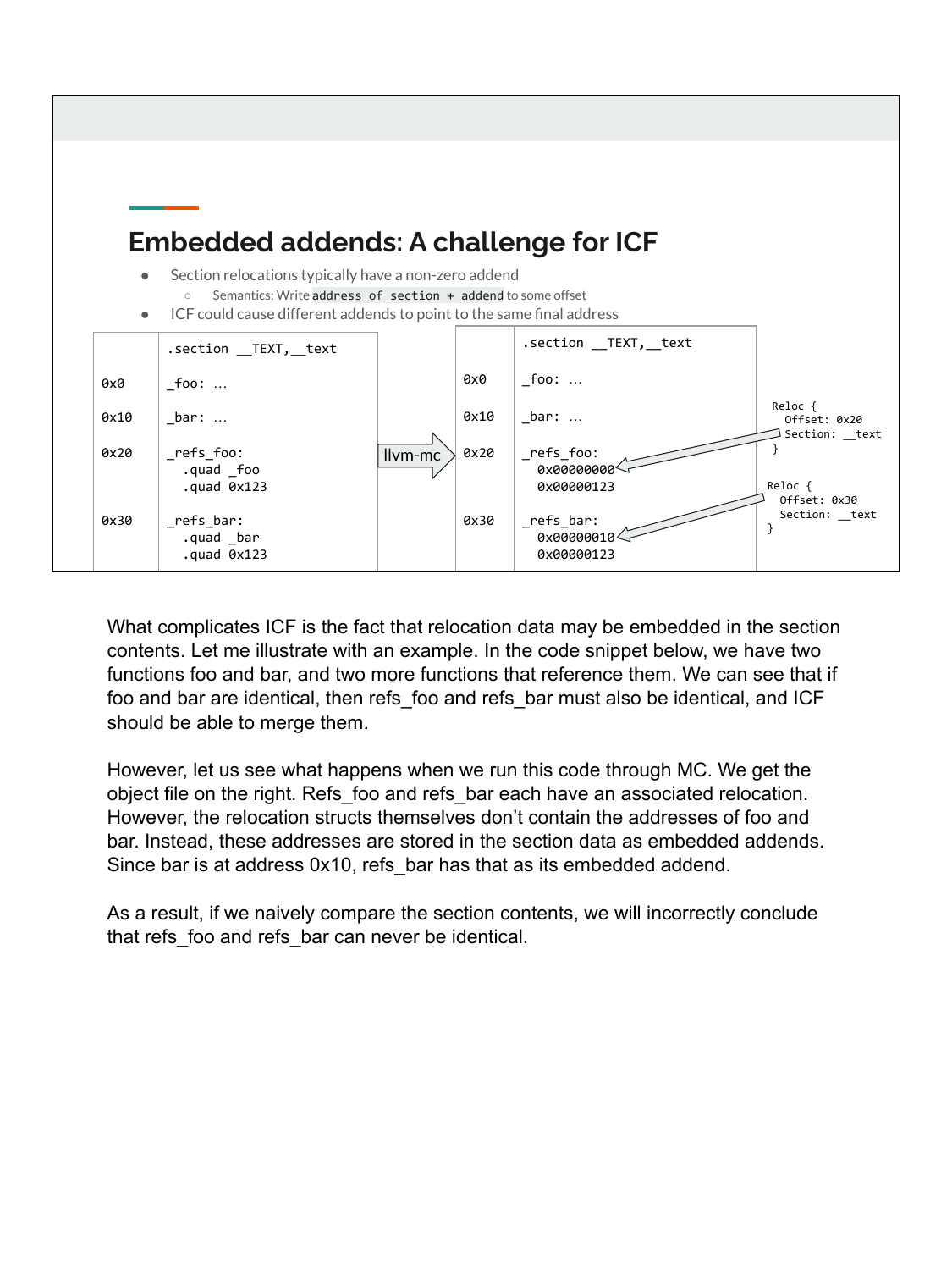## Embedded addends: A challenge for ICF

- Section relocations typically have a non-zero addend
  - Semantics: Write `address of section + addend` to some offset
- ICF could cause different addends to point to the same final address

Before (llvm-mc input):

```
                .section __TEXT,__text
0x0             _foo: …
0x10            _bar: …
0x20            _refs_foo:
                  .quad _foo
                  .quad 0x123
0x30            _refs_bar:
                  .quad _bar
                  .quad 0x123
```

llvm-mc ⇒

After:

```
                .section __TEXT,__text
0x0             _foo: …
0x10            _bar: …
0x20            _refs_foo:
                  0x00000000   <- Reloc { Offset: 0x20  Section: __text }
                  0x00000123
0x30            _refs_bar:
                  0x00000010   <- Reloc { Offset: 0x30  Section: __text }
                  0x00000123
```

What complicates ICF is the fact that relocation data may be embedded in the section contents. Let me illustrate with an example. In the code snippet below, we have two functions foo and bar, and two more functions that reference them. We can see that if foo and bar are identical, then refs_foo and refs_bar must also be identical, and ICF should be able to merge them.

However, let us see what happens when we run this code through MC. We get the object file on the right. Refs_foo and refs_bar each have an associated relocation. However, the relocation structs themselves don't contain the addresses of foo and bar. Instead, these addresses are stored in the section data as embedded addends. Since bar is at address 0x10, refs_bar has that as its embedded addend.

As a result, if we naively compare the section contents, we will incorrectly conclude that refs_foo and refs_bar can never be identical.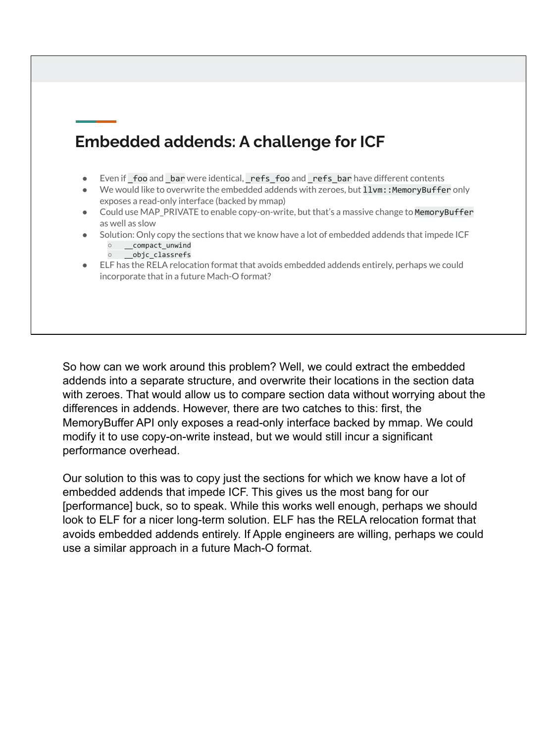## Embedded addends: A challenge for ICF

- Even if `_foo` and `_bar` were identical, `_refs_foo` and `_refs_bar` have different contents
- We would like to overwrite the embedded addends with zeroes, but `llvm::MemoryBuffer` only exposes a read-only interface (backed by mmap)
- Could use MAP_PRIVATE to enable copy-on-write, but that's a massive change to `MemoryBuffer` as well as slow
- Solution: Only copy the sections that we know have a lot of embedded addends that impede ICF
  - `__compact_unwind`
  - `__objc_classrefs`
- ELF has the RELA relocation format that avoids embedded addends entirely, perhaps we could incorporate that in a future Mach-O format?

So how can we work around this problem? Well, we could extract the embedded addends into a separate structure, and overwrite their locations in the section data with zeroes. That would allow us to compare section data without worrying about the differences in addends. However, there are two catches to this: first, the MemoryBuffer API only exposes a read-only interface backed by mmap. We could modify it to use copy-on-write instead, but we would still incur a significant performance overhead.

Our solution to this was to copy just the sections for which we know have a lot of embedded addends that impede ICF. This gives us the most bang for our [performance] buck, so to speak. While this works well enough, perhaps we should look to ELF for a nicer long-term solution. ELF has the RELA relocation format that avoids embedded addends entirely. If Apple engineers are willing, perhaps we could use a similar approach in a future Mach-O format.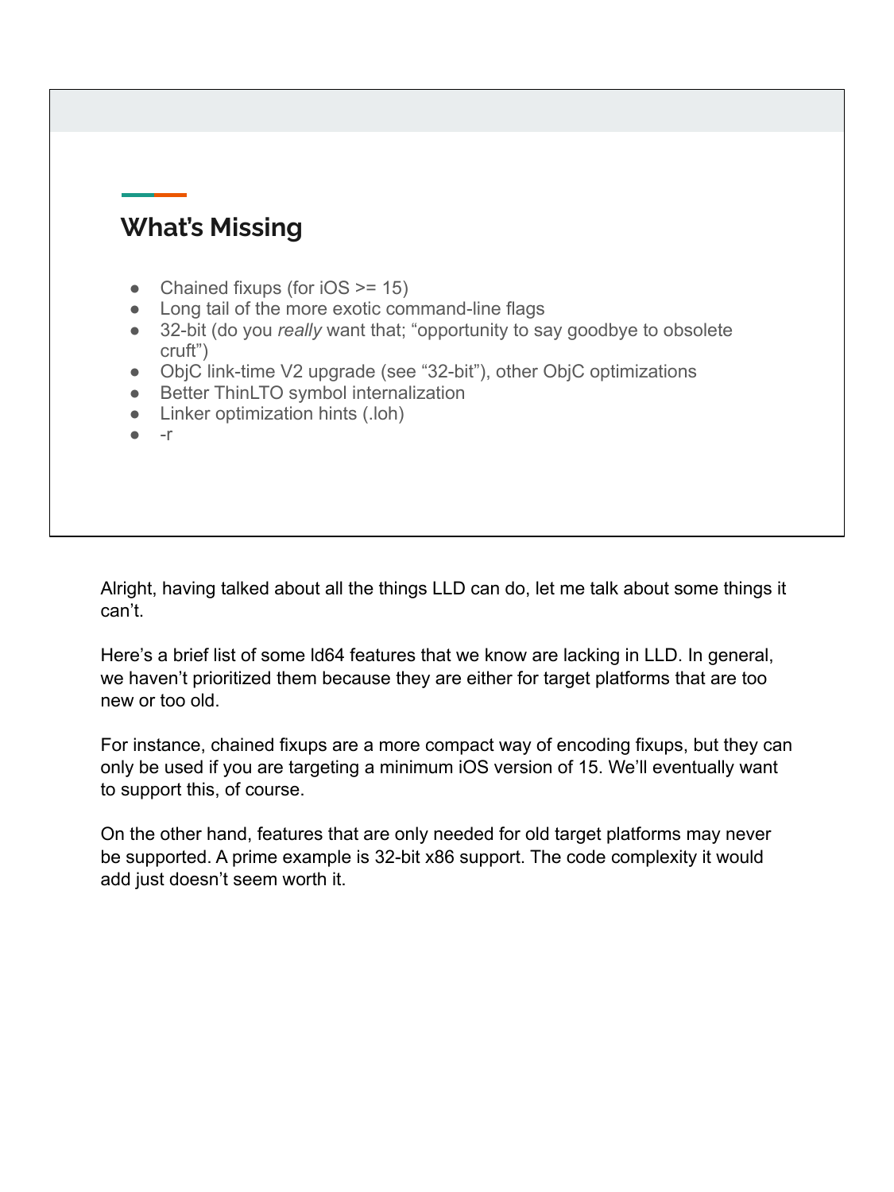## What's Missing

- Chained fixups (for iOS >= 15)
- Long tail of the more exotic command-line flags
- 32-bit (do you *really* want that; "opportunity to say goodbye to obsolete cruft")
- ObjC link-time V2 upgrade (see "32-bit"), other ObjC optimizations
- Better ThinLTO symbol internalization
- Linker optimization hints (.loh)
- -r

Alright, having talked about all the things LLD can do, let me talk about some things it can't.

Here's a brief list of some ld64 features that we know are lacking in LLD. In general, we haven't prioritized them because they are either for target platforms that are too new or too old.

For instance, chained fixups are a more compact way of encoding fixups, but they can only be used if you are targeting a minimum iOS version of 15. We'll eventually want to support this, of course.

On the other hand, features that are only needed for old target platforms may never be supported. A prime example is 32-bit x86 support. The code complexity it would add just doesn't seem worth it.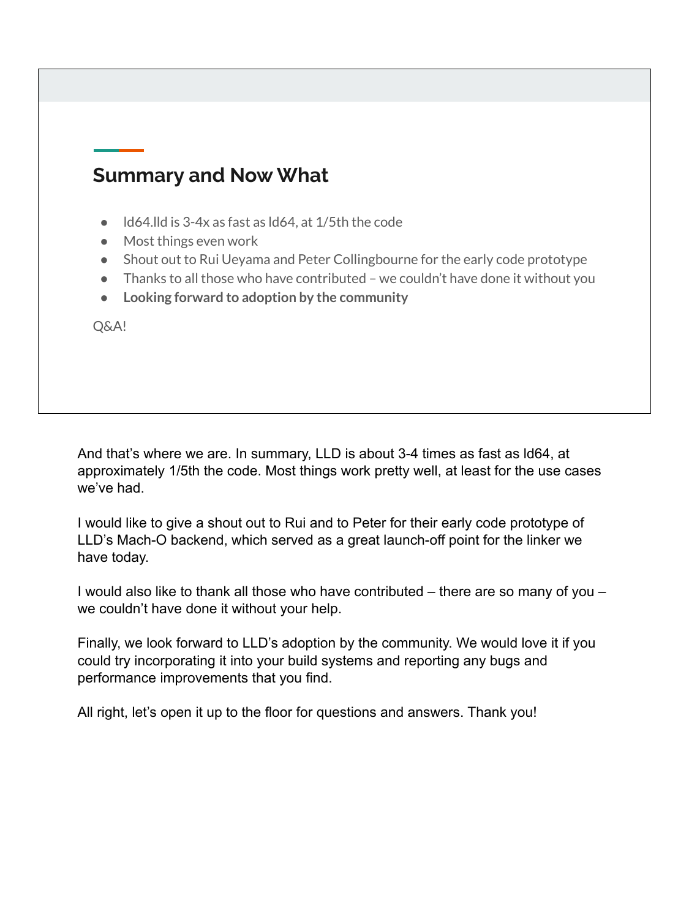## Summary and Now What

- ld64.lld is 3-4x as fast as ld64, at 1/5th the code
- Most things even work
- Shout out to Rui Ueyama and Peter Collingbourne for the early code prototype
- Thanks to all those who have contributed – we couldn't have done it without you
- **Looking forward to adoption by the community**

Q&A!

And that's where we are. In summary, LLD is about 3-4 times as fast as ld64, at approximately 1/5th the code. Most things work pretty well, at least for the use cases we've had.

I would like to give a shout out to Rui and to Peter for their early code prototype of LLD's Mach-O backend, which served as a great launch-off point for the linker we have today.

I would also like to thank all those who have contributed – there are so many of you – we couldn't have done it without your help.

Finally, we look forward to LLD's adoption by the community. We would love it if you could try incorporating it into your build systems and reporting any bugs and performance improvements that you find.

All right, let's open it up to the floor for questions and answers. Thank you!